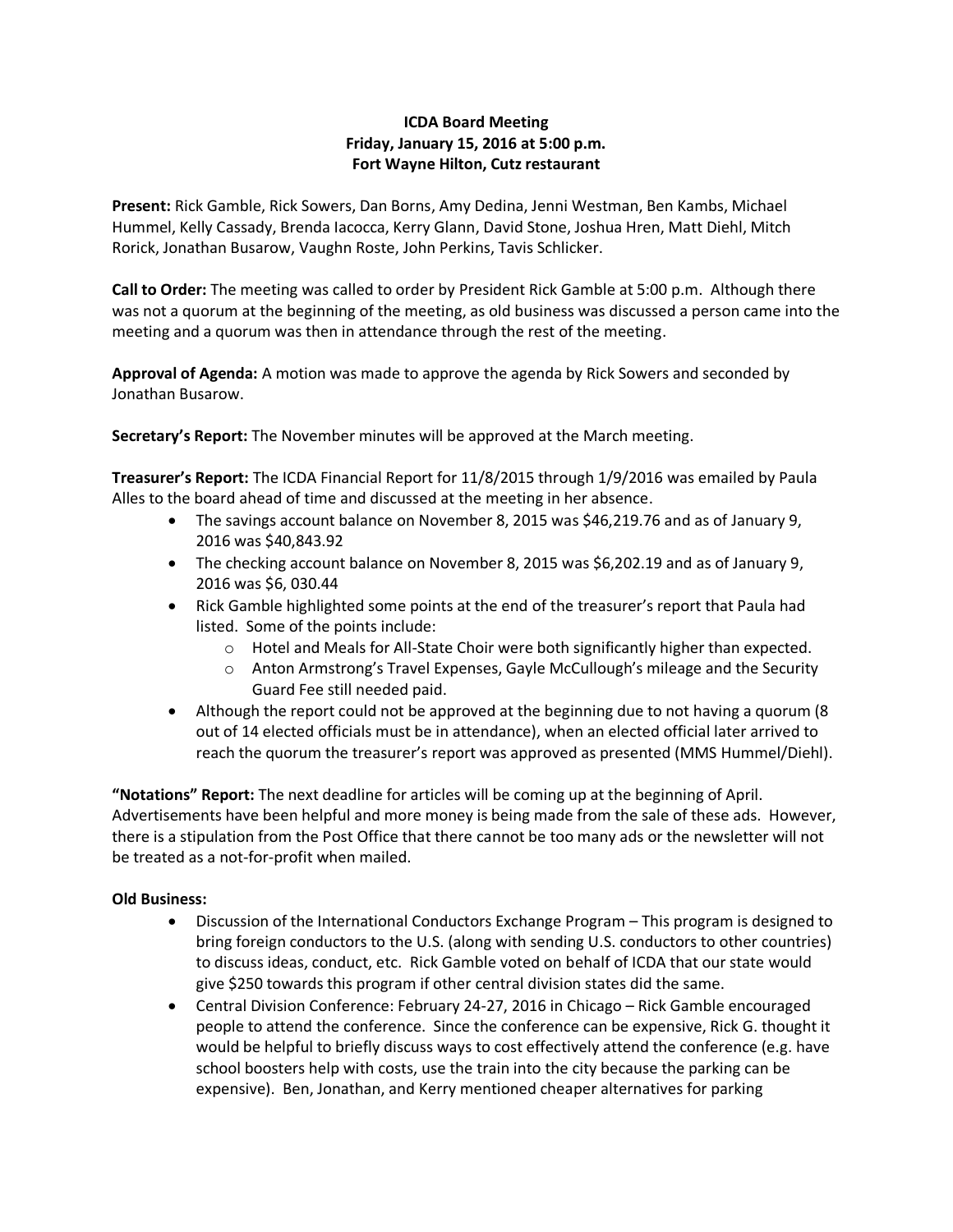**ICDA Board Meeting**
**Friday, January 15, 2016 at 5:00 p.m.**
**Fort Wayne Hilton, Cutz restaurant**

**Present:** Rick Gamble, Rick Sowers, Dan Borns, Amy Dedina, Jenni Westman, Ben Kambs, Michael Hummel, Kelly Cassady, Brenda Iacocca, Kerry Glann, David Stone, Joshua Hren, Matt Diehl, Mitch Rorick, Jonathan Busarow, Vaughn Roste, John Perkins, Tavis Schlicker.

**Call to Order:** The meeting was called to order by President Rick Gamble at 5:00 p.m. Although there was not a quorum at the beginning of the meeting, as old business was discussed a person came into the meeting and a quorum was then in attendance through the rest of the meeting.

**Approval of Agenda:** A motion was made to approve the agenda by Rick Sowers and seconded by Jonathan Busarow.

**Secretary's Report:** The November minutes will be approved at the March meeting.

**Treasurer's Report:** The ICDA Financial Report for 11/8/2015 through 1/9/2016 was emailed by Paula Alles to the board ahead of time and discussed at the meeting in her absence.

- The savings account balance on November 8, 2015 was $46,219.76 and as of January 9, 2016 was $40,843.92
- The checking account balance on November 8, 2015 was $6,202.19 and as of January 9, 2016 was $6, 030.44
- Rick Gamble highlighted some points at the end of the treasurer's report that Paula had listed. Some of the points include:
  - Hotel and Meals for All-State Choir were both significantly higher than expected.
  - Anton Armstrong's Travel Expenses, Gayle McCullough's mileage and the Security Guard Fee still needed paid.
- Although the report could not be approved at the beginning due to not having a quorum (8 out of 14 elected officials must be in attendance), when an elected official later arrived to reach the quorum the treasurer's report was approved as presented (MMS Hummel/Diehl).

**"Notations" Report:** The next deadline for articles will be coming up at the beginning of April. Advertisements have been helpful and more money is being made from the sale of these ads. However, there is a stipulation from the Post Office that there cannot be too many ads or the newsletter will not be treated as a not-for-profit when mailed.

**Old Business:**

- Discussion of the International Conductors Exchange Program – This program is designed to bring foreign conductors to the U.S. (along with sending U.S. conductors to other countries) to discuss ideas, conduct, etc. Rick Gamble voted on behalf of ICDA that our state would give $250 towards this program if other central division states did the same.
- Central Division Conference: February 24-27, 2016 in Chicago – Rick Gamble encouraged people to attend the conference. Since the conference can be expensive, Rick G. thought it would be helpful to briefly discuss ways to cost effectively attend the conference (e.g. have school boosters help with costs, use the train into the city because the parking can be expensive). Ben, Jonathan, and Kerry mentioned cheaper alternatives for parking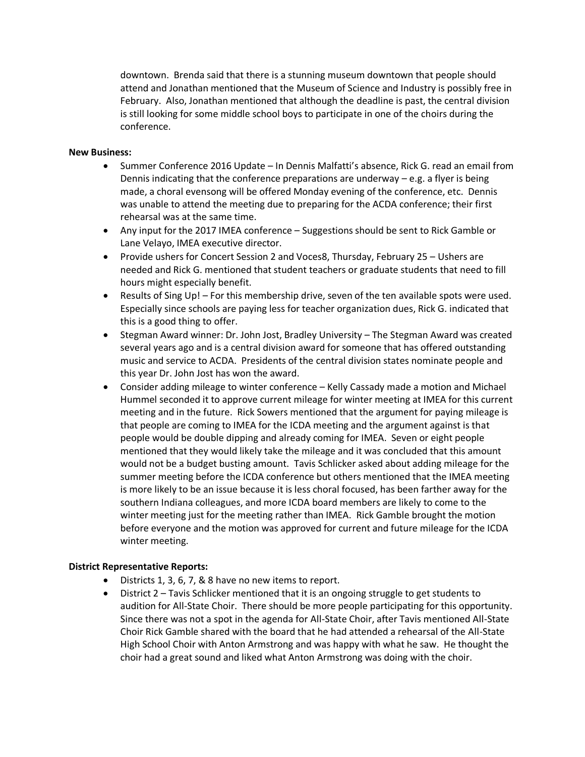downtown. Brenda said that there is a stunning museum downtown that people should attend and Jonathan mentioned that the Museum of Science and Industry is possibly free in February. Also, Jonathan mentioned that although the deadline is past, the central division is still looking for some middle school boys to participate in one of the choirs during the conference.

**New Business:**

- Summer Conference 2016 Update – In Dennis Malfatti's absence, Rick G. read an email from Dennis indicating that the conference preparations are underway – e.g. a flyer is being made, a choral evensong will be offered Monday evening of the conference, etc. Dennis was unable to attend the meeting due to preparing for the ACDA conference; their first rehearsal was at the same time.
- Any input for the 2017 IMEA conference – Suggestions should be sent to Rick Gamble or Lane Velayo, IMEA executive director.
- Provide ushers for Concert Session 2 and Voces8, Thursday, February 25 – Ushers are needed and Rick G. mentioned that student teachers or graduate students that need to fill hours might especially benefit.
- Results of Sing Up! – For this membership drive, seven of the ten available spots were used. Especially since schools are paying less for teacher organization dues, Rick G. indicated that this is a good thing to offer.
- Stegman Award winner: Dr. John Jost, Bradley University – The Stegman Award was created several years ago and is a central division award for someone that has offered outstanding music and service to ACDA. Presidents of the central division states nominate people and this year Dr. John Jost has won the award.
- Consider adding mileage to winter conference – Kelly Cassady made a motion and Michael Hummel seconded it to approve current mileage for winter meeting at IMEA for this current meeting and in the future. Rick Sowers mentioned that the argument for paying mileage is that people are coming to IMEA for the ICDA meeting and the argument against is that people would be double dipping and already coming for IMEA. Seven or eight people mentioned that they would likely take the mileage and it was concluded that this amount would not be a budget busting amount. Tavis Schlicker asked about adding mileage for the summer meeting before the ICDA conference but others mentioned that the IMEA meeting is more likely to be an issue because it is less choral focused, has been farther away for the southern Indiana colleagues, and more ICDA board members are likely to come to the winter meeting just for the meeting rather than IMEA. Rick Gamble brought the motion before everyone and the motion was approved for current and future mileage for the ICDA winter meeting.

**District Representative Reports:**

- Districts 1, 3, 6, 7, & 8 have no new items to report.
- District 2 – Tavis Schlicker mentioned that it is an ongoing struggle to get students to audition for All-State Choir. There should be more people participating for this opportunity. Since there was not a spot in the agenda for All-State Choir, after Tavis mentioned All-State Choir Rick Gamble shared with the board that he had attended a rehearsal of the All-State High School Choir with Anton Armstrong and was happy with what he saw. He thought the choir had a great sound and liked what Anton Armstrong was doing with the choir.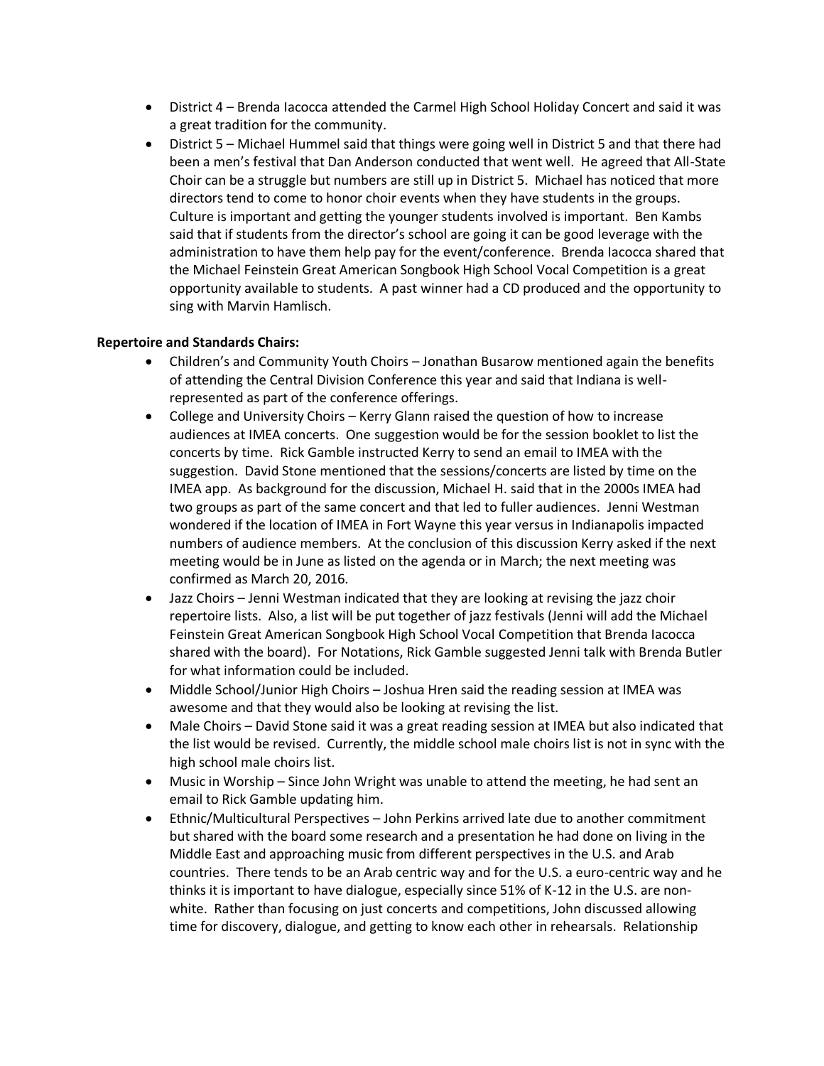- District 4 – Brenda Iacocca attended the Carmel High School Holiday Concert and said it was a great tradition for the community.
- District 5 – Michael Hummel said that things were going well in District 5 and that there had been a men's festival that Dan Anderson conducted that went well. He agreed that All-State Choir can be a struggle but numbers are still up in District 5. Michael has noticed that more directors tend to come to honor choir events when they have students in the groups. Culture is important and getting the younger students involved is important. Ben Kambs said that if students from the director's school are going it can be good leverage with the administration to have them help pay for the event/conference. Brenda Iacocca shared that the Michael Feinstein Great American Songbook High School Vocal Competition is a great opportunity available to students. A past winner had a CD produced and the opportunity to sing with Marvin Hamlisch.

**Repertoire and Standards Chairs:**

- Children's and Community Youth Choirs – Jonathan Busarow mentioned again the benefits of attending the Central Division Conference this year and said that Indiana is well-represented as part of the conference offerings.
- College and University Choirs – Kerry Glann raised the question of how to increase audiences at IMEA concerts. One suggestion would be for the session booklet to list the concerts by time. Rick Gamble instructed Kerry to send an email to IMEA with the suggestion. David Stone mentioned that the sessions/concerts are listed by time on the IMEA app. As background for the discussion, Michael H. said that in the 2000s IMEA had two groups as part of the same concert and that led to fuller audiences. Jenni Westman wondered if the location of IMEA in Fort Wayne this year versus in Indianapolis impacted numbers of audience members. At the conclusion of this discussion Kerry asked if the next meeting would be in June as listed on the agenda or in March; the next meeting was confirmed as March 20, 2016.
- Jazz Choirs – Jenni Westman indicated that they are looking at revising the jazz choir repertoire lists. Also, a list will be put together of jazz festivals (Jenni will add the Michael Feinstein Great American Songbook High School Vocal Competition that Brenda Iacocca shared with the board). For Notations, Rick Gamble suggested Jenni talk with Brenda Butler for what information could be included.
- Middle School/Junior High Choirs – Joshua Hren said the reading session at IMEA was awesome and that they would also be looking at revising the list.
- Male Choirs – David Stone said it was a great reading session at IMEA but also indicated that the list would be revised. Currently, the middle school male choirs list is not in sync with the high school male choirs list.
- Music in Worship – Since John Wright was unable to attend the meeting, he had sent an email to Rick Gamble updating him.
- Ethnic/Multicultural Perspectives – John Perkins arrived late due to another commitment but shared with the board some research and a presentation he had done on living in the Middle East and approaching music from different perspectives in the U.S. and Arab countries. There tends to be an Arab centric way and for the U.S. a euro-centric way and he thinks it is important to have dialogue, especially since 51% of K-12 in the U.S. are non-white. Rather than focusing on just concerts and competitions, John discussed allowing time for discovery, dialogue, and getting to know each other in rehearsals. Relationship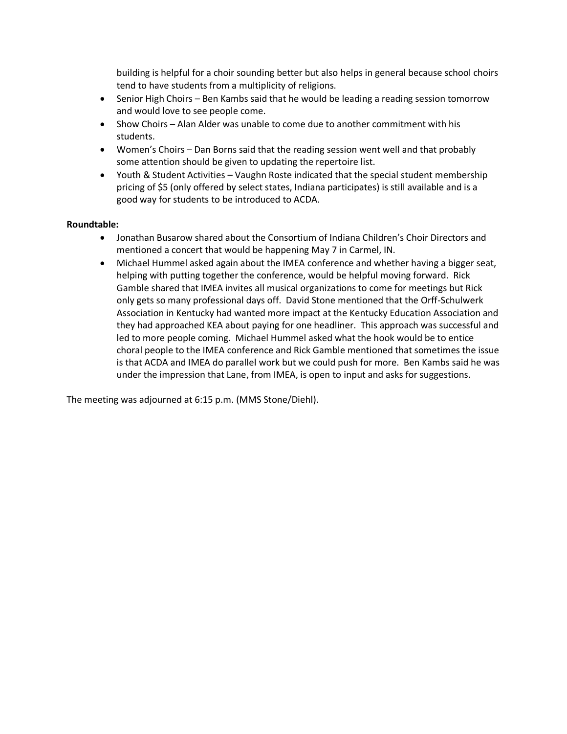building is helpful for a choir sounding better but also helps in general because school choirs tend to have students from a multiplicity of religions.

- Senior High Choirs – Ben Kambs said that he would be leading a reading session tomorrow and would love to see people come.
- Show Choirs – Alan Alder was unable to come due to another commitment with his students.
- Women's Choirs – Dan Borns said that the reading session went well and that probably some attention should be given to updating the repertoire list.
- Youth & Student Activities – Vaughn Roste indicated that the special student membership pricing of $5 (only offered by select states, Indiana participates) is still available and is a good way for students to be introduced to ACDA.

**Roundtable:**

- Jonathan Busarow shared about the Consortium of Indiana Children's Choir Directors and mentioned a concert that would be happening May 7 in Carmel, IN.
- Michael Hummel asked again about the IMEA conference and whether having a bigger seat, helping with putting together the conference, would be helpful moving forward. Rick Gamble shared that IMEA invites all musical organizations to come for meetings but Rick only gets so many professional days off. David Stone mentioned that the Orff-Schulwerk Association in Kentucky had wanted more impact at the Kentucky Education Association and they had approached KEA about paying for one headliner. This approach was successful and led to more people coming. Michael Hummel asked what the hook would be to entice choral people to the IMEA conference and Rick Gamble mentioned that sometimes the issue is that ACDA and IMEA do parallel work but we could push for more. Ben Kambs said he was under the impression that Lane, from IMEA, is open to input and asks for suggestions.

The meeting was adjourned at 6:15 p.m. (MMS Stone/Diehl).